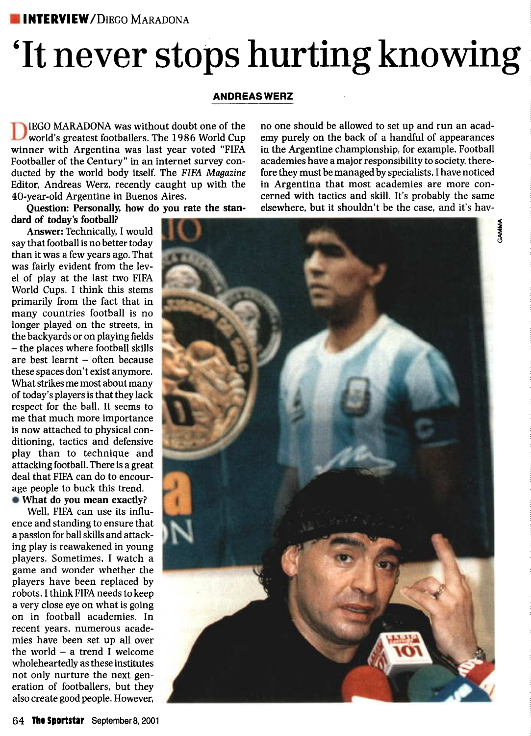**INTERVIEW**/DIEGO MARADONA

# 'It never stops hurting knowing

**ANDREAS WERZ**

DIEGO MARADONA was without doubt one of the world's greatest footballers. The 1986 World Cup winner with Argentina was last year voted "FIFA Footballer of the Century" in an internet survey conducted by the world body itself. The *FIFA Magazine* Editor, Andreas Werz, recently caught up with the 40-year-old Argentine in Buenos Aires.

**Question: Personally, how do you rate the standard of today's football?**

**Answer:** Technically, I would say that football is no better today than it was a few years ago. That was fairly evident from the level of play at the last two FIFA World Cups. I think this stems primarily from the fact that in many countries football is no longer played on the streets, in the backyards or on playing fields – the places where football skills are best learnt – often because these spaces don't exist anymore. What strikes me most about many of today's players is that they lack respect for the ball. It seems to me that much more importance is now attached to physical conditioning, tactics and defensive play than to technique and attacking football. There is a great deal that FIFA can do to encourage people to buck this trend.

- **What do you mean exactly?**

Well, FIFA can use its influence and standing to ensure that a passion for ball skills and attacking play is reawakened in young players. Sometimes, I watch a game and wonder whether the players have been replaced by robots. I think FIFA needs to keep a very close eye on what is going on in football academies. In recent years, numerous academies have been set up all over the world – a trend I welcome wholeheartedly as these institutes not only nurture the next generation of footballers, but they also create good people. However, no one should be allowed to set up and run an academy purely on the back of a handful of appearances in the Argentine championship, for example. Football academies have a major responsibility to society, therefore they must be managed by specialists. I have noticed in Argentina that most academies are more concerned with tactics and skill. It's probably the same elsewhere, but it shouldn't be the case, and it's hav-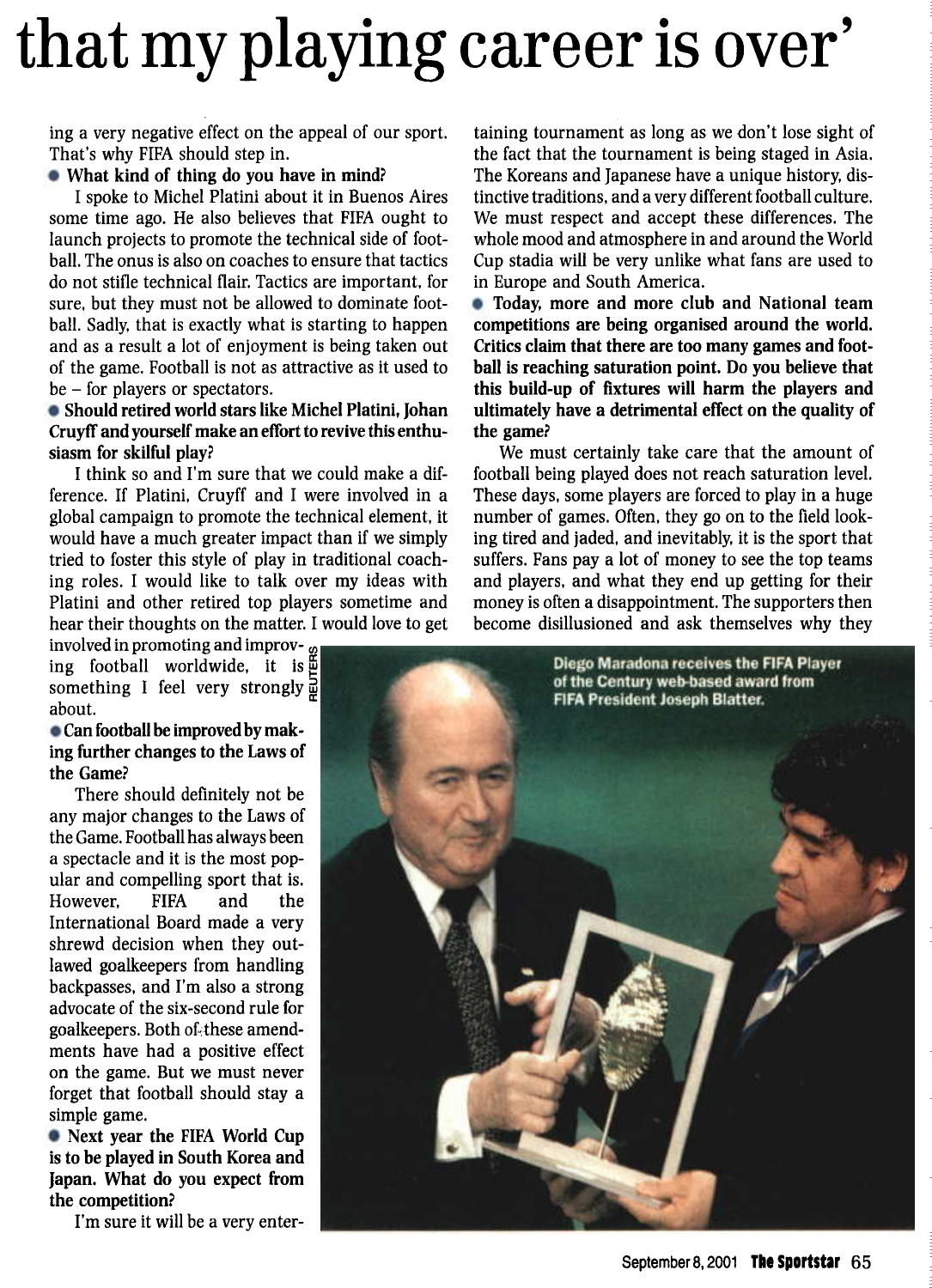# that my playing career is over'

ing a very negative effect on the appeal of our sport. That's why FIFA should step in.

**What kind of thing do you have in mind?**

I spoke to Michel Platini about it in Buenos Aires some time ago. He also believes that FIFA ought to launch projects to promote the technical side of football. The onus is also on coaches to ensure that tactics do not stifle technical flair. Tactics are important, for sure, but they must not be allowed to dominate football. Sadly, that is exactly what is starting to happen and as a result a lot of enjoyment is being taken out of the game. Football is not as attractive as it used to be – for players or spectators.

**Should retired world stars like Michel Platini, Johan Cruyff and yourself make an effort to revive this enthusiasm for skilful play?**

I think so and I'm sure that we could make a difference. If Platini, Cruyff and I were involved in a global campaign to promote the technical element, it would have a much greater impact than if we simply tried to foster this style of play in traditional coaching roles. I would like to talk over my ideas with Platini and other retired top players sometime and hear their thoughts on the matter. I would love to get involved in promoting and improving football worldwide, it is something I feel very strongly about.

**Can football be improved by making further changes to the Laws of the Game?**

There should definitely not be any major changes to the Laws of the Game. Football has always been a spectacle and it is the most popular and compelling sport that is. However, FIFA and the International Board made a very shrewd decision when they outlawed goalkeepers from handling backpasses, and I'm also a strong advocate of the six-second rule for goalkeepers. Both of these amendments have had a positive effect on the game. But we must never forget that football should stay a simple game.

**Next year the FIFA World Cup is to be played in South Korea and Japan. What do you expect from the competition?**

I'm sure it will be a very entertaining tournament as long as we don't lose sight of the fact that the tournament is being staged in Asia. The Koreans and Japanese have a unique history, distinctive traditions, and a very different football culture. We must respect and accept these differences. The whole mood and atmosphere in and around the World Cup stadia will be very unlike what fans are used to in Europe and South America.

**Today, more and more club and National team competitions are being organised around the world. Critics claim that there are too many games and football is reaching saturation point. Do you believe that this build-up of fixtures will harm the players and ultimately have a detrimental effect on the quality of the game?**

We must certainly take care that the amount of football being played does not reach saturation level. These days, some players are forced to play in a huge number of games. Often, they go on to the field looking tired and jaded, and inevitably, it is the sport that suffers. Fans pay a lot of money to see the top teams and players, and what they end up getting for their money is often a disappointment. The supporters then become disillusioned and ask themselves why they

Diego Maradona receives the FIFA Player of the Century web-based award from FIFA President Joseph Blatter.

REUTERS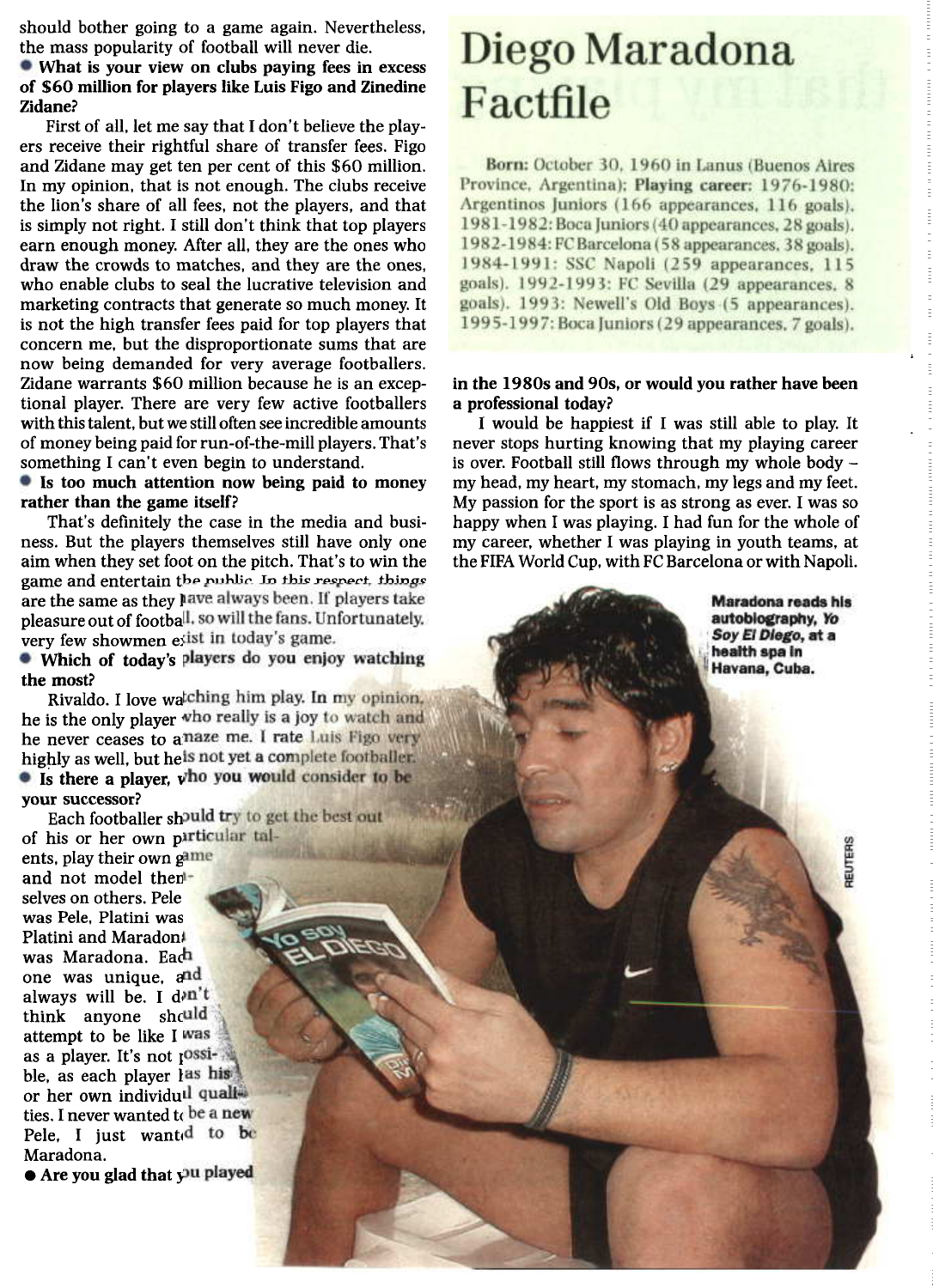should bother going to a game again. Nevertheless, the mass popularity of football will never die.

**● What is your view on clubs paying fees in excess of $60 million for players like Luis Figo and Zinedine Zidane?**

First of all, let me say that I don't believe the players receive their rightful share of transfer fees. Figo and Zidane may get ten per cent of this $60 million. In my opinion, that is not enough. The clubs receive the lion's share of all fees, not the players, and that is simply not right. I still don't think that top players earn enough money. After all, they are the ones who draw the crowds to matches, and they are the ones, who enable clubs to seal the lucrative television and marketing contracts that generate so much money. It is not the high transfer fees paid for top players that concern me, but the disproportionate sums that are now being demanded for very average footballers. Zidane warrants $60 million because he is an exceptional player. There are very few active footballers with this talent, but we still often see incredible amounts of money being paid for run-of-the-mill players. That's something I can't even begin to understand.

**● Is too much attention now being paid to money rather than the game itself?**

That's definitely the case in the media and business. But the players themselves still have only one aim when they set foot on the pitch. That's to win the game and entertain the public. In this respect, things are the same as they have always been. If players take pleasure out of football, so will the fans. Unfortunately, very few showmen exist in today's game.

**● Which of today's players do you enjoy watching the most?**

Rivaldo. I love watching him play. In my opinion, he is the only player who really is a joy to watch and he never ceases to amaze me. I rate Luis Figo very highly as well, but he is not yet a complete footballer.

**● Is there a player, who you would consider to be your successor?**

Each footballer should try to get the best out of his or her own particular talents, play their own game and not model themselves on others. Pele was Pele, Platini was Platini and Maradona was Maradona. Each one was unique, and always will be. I don't think anyone should attempt to be like I was as a player. It's not possible, as each player has his or her own individual qualities. I never wanted to be a new Pele, I just wanted to be Maradona.

**● Are you glad that you played in the 1980s and 90s, or would you rather have been a professional today?**

I would be happiest if I was still able to play. It never stops hurting knowing that my playing career is over. Football still flows through my whole body – my head, my heart, my stomach, my legs and my feet. My passion for the sport is as strong as ever. I was so happy when I was playing. I had fun for the whole of my career, whether I was playing in youth teams, at the FIFA World Cup, with FC Barcelona or with Napoli.

## Diego Maradona Factfile

**Born:** October 30, 1960 in Lanus (Buenos Aires Province, Argentina); **Playing career:** 1976-1980: Argentinos Juniors (166 appearances, 116 goals). 1981-1982: Boca Juniors (40 appearances, 28 goals). 1982-1984: FC Barcelona (58 appearances, 38 goals). 1984-1991: SSC Napoli (259 appearances, 115 goals). 1992-1993: FC Sevilla (29 appearances, 8 goals). 1993: Newell's Old Boys (5 appearances). 1995-1997: Boca Juniors (29 appearances, 7 goals).

**Maradona reads his autobiography, *Yo Soy El Diego*, at a health spa in Havana, Cuba.**

REUTERS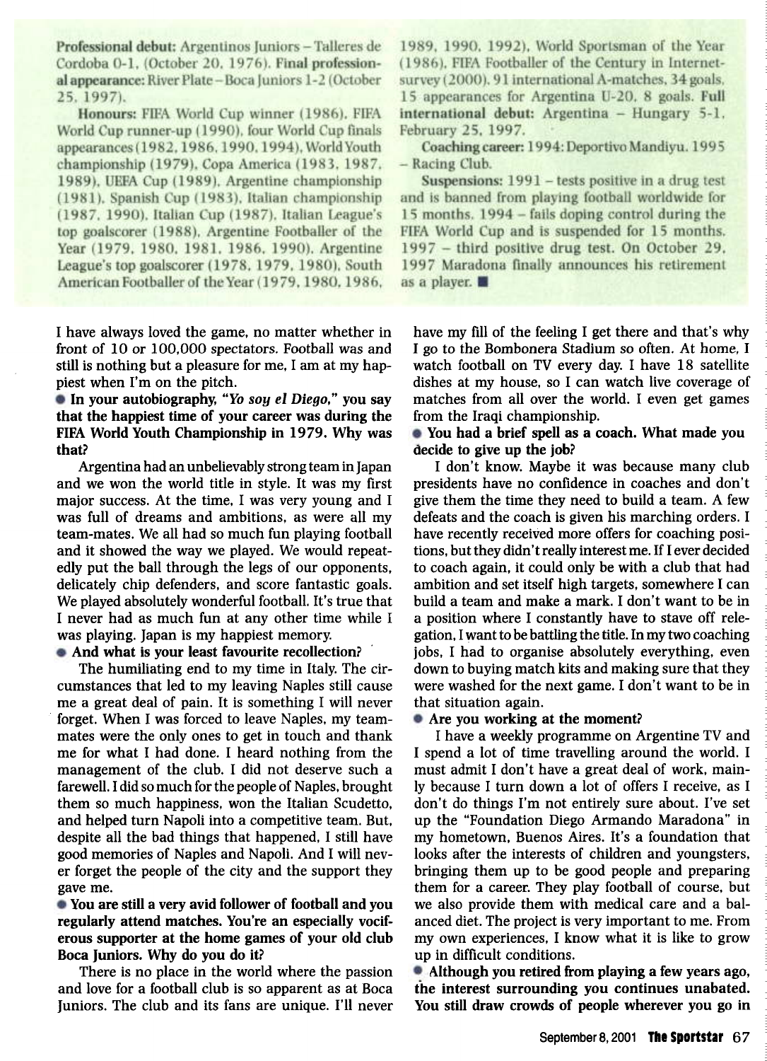**Professional debut:** Argentinos Juniors – Talleres de Cordoba 0-1, (October 20, 1976). **Final professional appearance:** River Plate – Boca Juniors 1-2 (October 25, 1997).

**Honours:** FIFA World Cup winner (1986), FIFA World Cup runner-up (1990), four World Cup finals appearances (1982, 1986, 1990, 1994), World Youth championship (1979), Copa America (1983, 1987, 1989), UEFA Cup (1989), Argentine championship (1981), Spanish Cup (1983), Italian championship (1987, 1990), Italian Cup (1987), Italian League's top goalscorer (1988), Argentine Footballer of the Year (1979, 1980, 1981, 1986, 1990), Argentine League's top goalscorer (1978, 1979, 1980), South American Footballer of the Year (1979, 1980, 1986, 1989, 1990, 1992), World Sportsman of the Year (1986), FIFA Footballer of the Century in Internet-survey (2000), 91 international A-matches, 34 goals, 15 appearances for Argentina U-20, 8 goals. **Full international debut:** Argentina – Hungary 5-1, February 25, 1997.

**Coaching career:** 1994: Deportivo Mandiyu. 1995 – Racing Club.

**Suspensions:** 1991 – tests positive in a drug test and is banned from playing football worldwide for 15 months. 1994 – fails doping control during the FIFA World Cup and is suspended for 15 months. 1997 – third positive drug test. On October 29, 1997 Maradona finally announces his retirement as a player. ■

I have always loved the game, no matter whether in front of 10 or 100,000 spectators. Football was and still is nothing but a pleasure for me, I am at my happiest when I'm on the pitch.

● **In your autobiography, *"Yo soy el Diego,"* you say that the happiest time of your career was during the FIFA World Youth Championship in 1979. Why was that?**

Argentina had an unbelievably strong team in Japan and we won the world title in style. It was my first major success. At the time, I was very young and I was full of dreams and ambitions, as were all my team-mates. We all had so much fun playing football and it showed the way we played. We would repeatedly put the ball through the legs of our opponents, delicately chip defenders, and score fantastic goals. We played absolutely wonderful football. It's true that I never had as much fun at any other time while I was playing. Japan is my happiest memory.

● **And what is your least favourite recollection?**

The humiliating end to my time in Italy. The circumstances that led to my leaving Naples still cause me a great deal of pain. It is something I will never forget. When I was forced to leave Naples, my team-mates were the only ones to get in touch and thank me for what I had done. I heard nothing from the management of the club. I did not deserve such a farewell. I did so much for the people of Naples, brought them so much happiness, won the Italian Scudetto, and helped turn Napoli into a competitive team. But, despite all the bad things that happened, I still have good memories of Naples and Napoli. And I will never forget the people of the city and the support they gave me.

● **You are still a very avid follower of football and you regularly attend matches. You're an especially vociferous supporter at the home games of your old club Boca Juniors. Why do you do it?**

There is no place in the world where the passion and love for a football club is so apparent as at Boca Juniors. The club and its fans are unique. I'll never have my fill of the feeling I get there and that's why I go to the Bombonera Stadium so often. At home, I watch football on TV every day. I have 18 satellite dishes at my house, so I can watch live coverage of matches from all over the world. I even get games from the Iraqi championship.

● **You had a brief spell as a coach. What made you decide to give up the job?**

I don't know. Maybe it was because many club presidents have no confidence in coaches and don't give them the time they need to build a team. A few defeats and the coach is given his marching orders. I have recently received more offers for coaching positions, but they didn't really interest me. If I ever decided to coach again, it could only be with a club that had ambition and set itself high targets, somewhere I can build a team and make a mark. I don't want to be in a position where I constantly have to stave off relegation, I want to be battling the title. In my two coaching jobs, I had to organise absolutely everything, even down to buying match kits and making sure that they were washed for the next game. I don't want to be in that situation again.

● **Are you working at the moment?**

I have a weekly programme on Argentine TV and I spend a lot of time travelling around the world. I must admit I don't have a great deal of work, mainly because I turn down a lot of offers I receive, as I don't do things I'm not entirely sure about. I've set up the "Foundation Diego Armando Maradona" in my hometown, Buenos Aires. It's a foundation that looks after the interests of children and youngsters, bringing them up to be good people and preparing them for a career. They play football of course, but we also provide them with medical care and a balanced diet. The project is very important to me. From my own experiences, I know what it is like to grow up in difficult conditions.

● **Although you retired from playing a few years ago, the interest surrounding you continues unabated. You still draw crowds of people wherever you go in**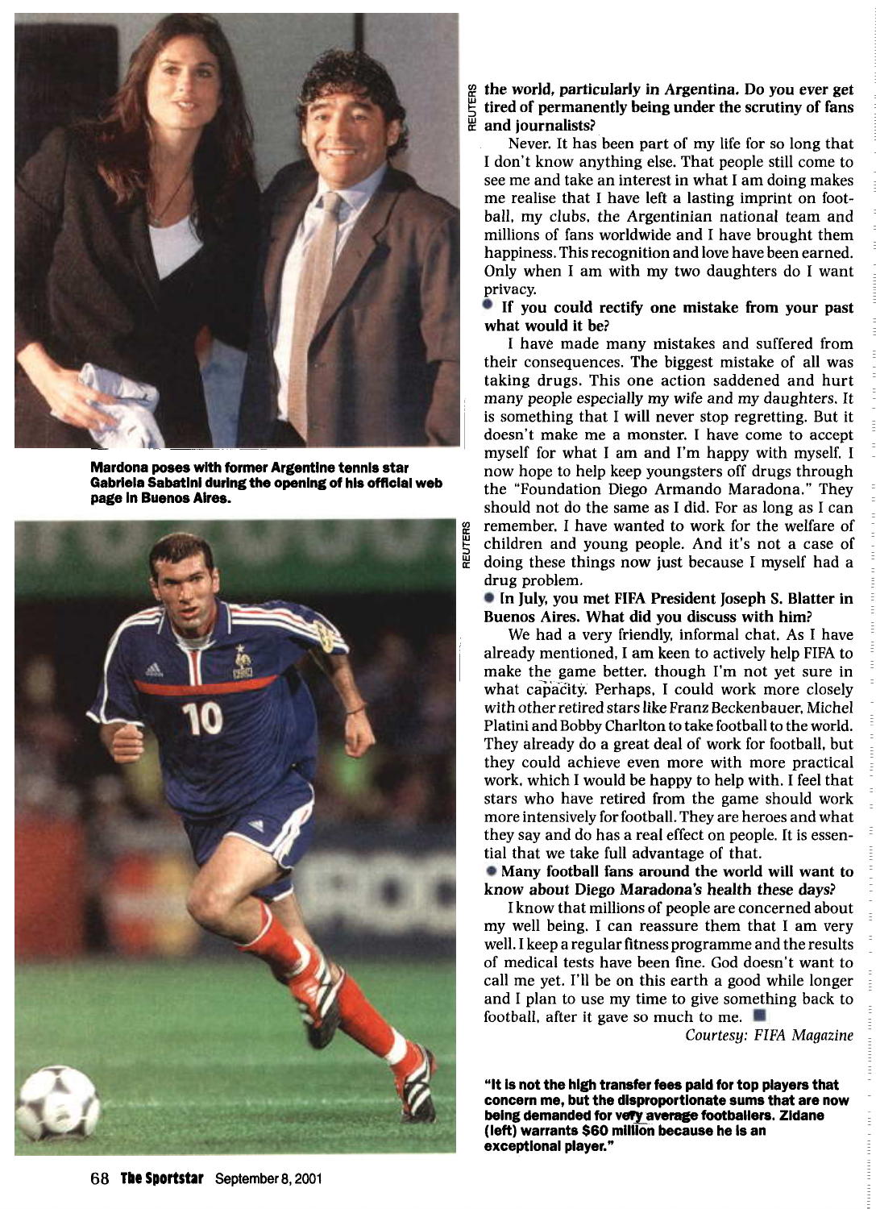Mardona poses with former Argentine tennis star Gabriela Sabatini during the opening of his official web page in Buenos Aires.

**the world, particularly in Argentina. Do you ever get tired of permanently being under the scrutiny of fans and journalists?**

Never. It has been part of my life for so long that I don't know anything else. That people still come to see me and take an interest in what I am doing makes me realise that I have left a lasting imprint on football, my clubs, the Argentinian national team and millions of fans worldwide and I have brought them happiness. This recognition and love have been earned. Only when I am with my two daughters do I want privacy.

**• If you could rectify one mistake from your past what would it be?**

I have made many mistakes and suffered from their consequences. The biggest mistake of all was taking drugs. This one action saddened and hurt many people especially my wife and my daughters. It is something that I will never stop regretting. But it doesn't make me a monster. I have come to accept myself for what I am and I'm happy with myself. I now hope to help keep youngsters off drugs through the "Foundation Diego Armando Maradona." They should not do the same as I did. For as long as I can remember, I have wanted to work for the welfare of children and young people. And it's not a case of doing these things now just because I myself had a drug problem.

**• In July, you met FIFA President Joseph S. Blatter in Buenos Aires. What did you discuss with him?**

We had a very friendly, informal chat. As I have already mentioned, I am keen to actively help FIFA to make the game better, though I'm not yet sure in what capacity. Perhaps, I could work more closely with other retired stars like Franz Beckenbauer, Michel Platini and Bobby Charlton to take football to the world. They already do a great deal of work for football, but they could achieve even more with more practical work, which I would be happy to help with. I feel that stars who have retired from the game should work more intensively for football. They are heroes and what they say and do has a real effect on people. It is essential that we take full advantage of that.

**• Many football fans around the world will want to know about Diego Maradona's health these days?**

I know that millions of people are concerned about my well being. I can reassure them that I am very well. I keep a regular fitness programme and the results of medical tests have been fine. God doesn't want to call me yet. I'll be on this earth a good while longer and I plan to use my time to give something back to football, after it gave so much to me. ■

*Courtesy: FIFA Magazine*

**"It is not the high transfer fees paid for top players that concern me, but the disproportionate sums that are now being demanded for very average footballers. Zidane (left) warrants $60 million because he is an exceptional player."**